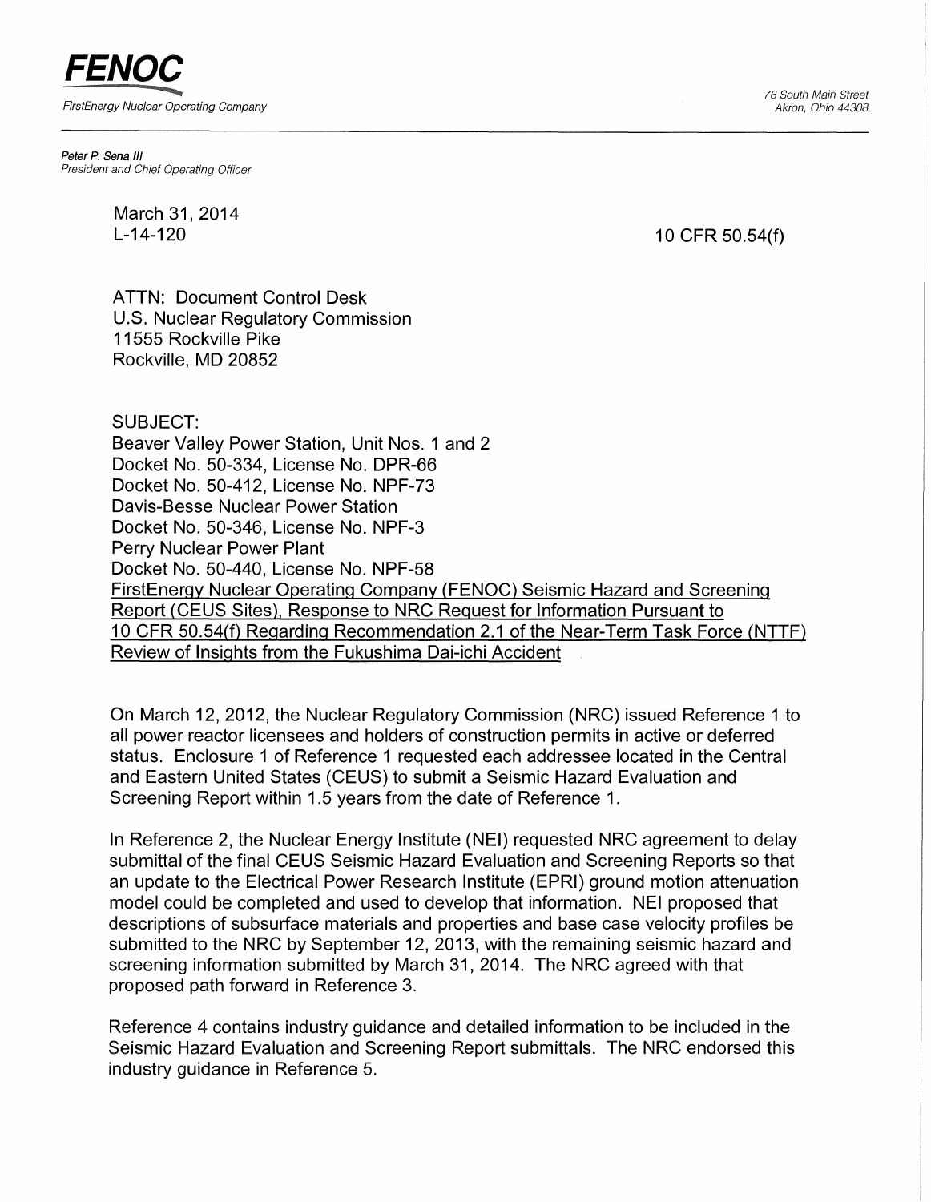**FENOC**

*FirstEnergy Nuclear Operating Company*

*76 South Main Street*
*Akron, Ohio 44308*

***Peter P. Sena III***
*President and Chief Operating Officer*

March 31, 2014
L-14-120

10 CFR 50.54(f)

ATTN: Document Control Desk
U.S. Nuclear Regulatory Commission
11555 Rockville Pike
Rockville, MD 20852

SUBJECT:
Beaver Valley Power Station, Unit Nos. 1 and 2
Docket No. 50-334, License No. DPR-66
Docket No. 50-412, License No. NPF-73
Davis-Besse Nuclear Power Station
Docket No. 50-346, License No. NPF-3
Perry Nuclear Power Plant
Docket No. 50-440, License No. NPF-58
FirstEnergy Nuclear Operating Company (FENOC) Seismic Hazard and Screening Report (CEUS Sites), Response to NRC Request for Information Pursuant to 10 CFR 50.54(f) Regarding Recommendation 2.1 of the Near-Term Task Force (NTTF) Review of Insights from the Fukushima Dai-ichi Accident

On March 12, 2012, the Nuclear Regulatory Commission (NRC) issued Reference 1 to all power reactor licensees and holders of construction permits in active or deferred status. Enclosure 1 of Reference 1 requested each addressee located in the Central and Eastern United States (CEUS) to submit a Seismic Hazard Evaluation and Screening Report within 1.5 years from the date of Reference 1.

In Reference 2, the Nuclear Energy Institute (NEI) requested NRC agreement to delay submittal of the final CEUS Seismic Hazard Evaluation and Screening Reports so that an update to the Electrical Power Research Institute (EPRI) ground motion attenuation model could be completed and used to develop that information. NEI proposed that descriptions of subsurface materials and properties and base case velocity profiles be submitted to the NRC by September 12, 2013, with the remaining seismic hazard and screening information submitted by March 31, 2014. The NRC agreed with that proposed path forward in Reference 3.

Reference 4 contains industry guidance and detailed information to be included in the Seismic Hazard Evaluation and Screening Report submittals. The NRC endorsed this industry guidance in Reference 5.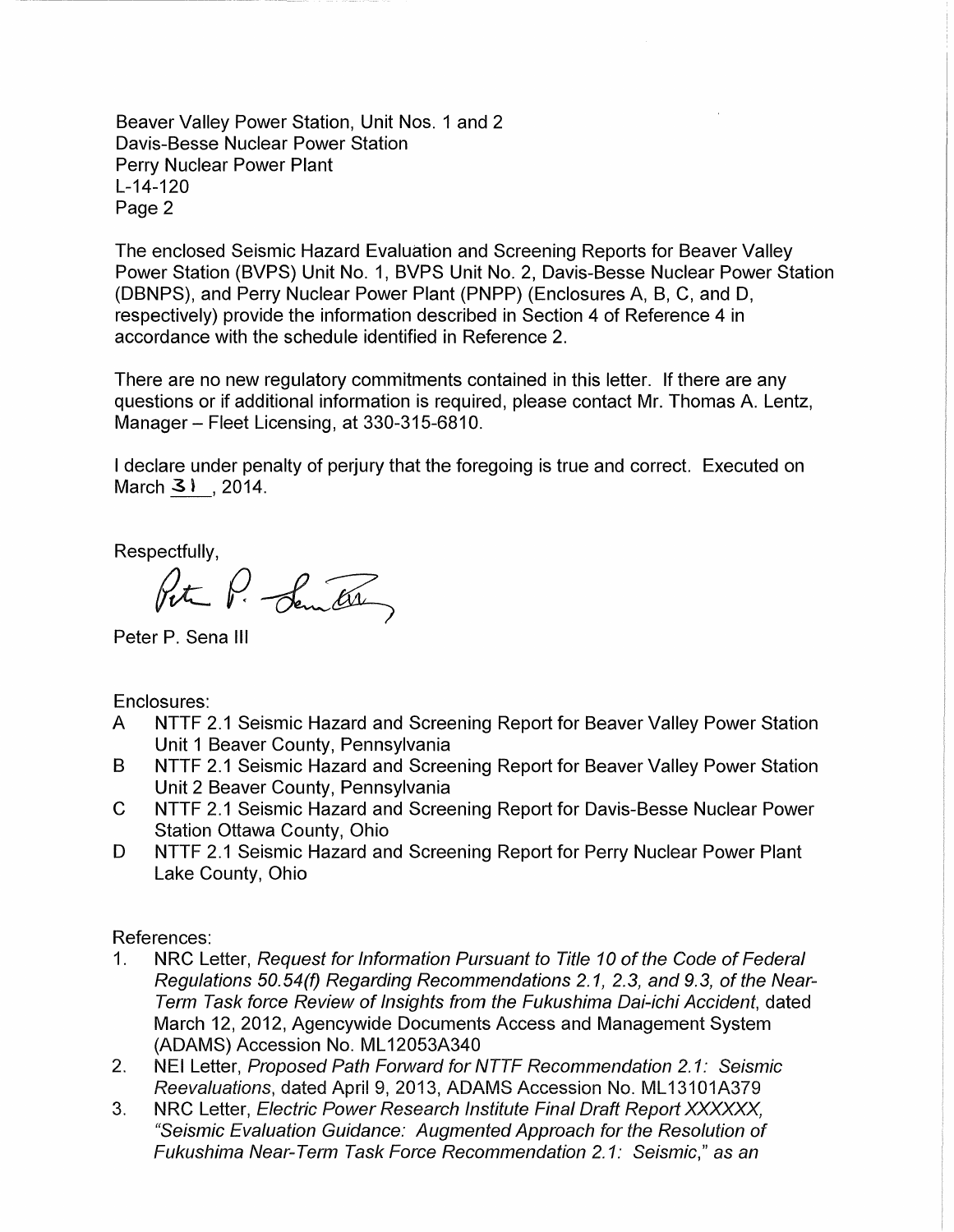Beaver Valley Power Station, Unit Nos. 1 and 2
Davis-Besse Nuclear Power Station
Perry Nuclear Power Plant
L-14-120

The enclosed Seismic Hazard Evaluation and Screening Reports for Beaver Valley Power Station (BVPS) Unit No. 1, BVPS Unit No. 2, Davis-Besse Nuclear Power Station (DBNPS), and Perry Nuclear Power Plant (PNPP) (Enclosures A, B, C, and D, respectively) provide the information described in Section 4 of Reference 4 in accordance with the schedule identified in Reference 2.

There are no new regulatory commitments contained in this letter. If there are any questions or if additional information is required, please contact Mr. Thomas A. Lentz, Manager – Fleet Licensing, at 330-315-6810.

I declare under penalty of perjury that the foregoing is true and correct. Executed on March 31, 2014.

Respectfully,

Peter P. Sena III

Enclosures:

A NTTF 2.1 Seismic Hazard and Screening Report for Beaver Valley Power Station Unit 1 Beaver County, Pennsylvania
B NTTF 2.1 Seismic Hazard and Screening Report for Beaver Valley Power Station Unit 2 Beaver County, Pennsylvania
C NTTF 2.1 Seismic Hazard and Screening Report for Davis-Besse Nuclear Power Station Ottawa County, Ohio
D NTTF 2.1 Seismic Hazard and Screening Report for Perry Nuclear Power Plant Lake County, Ohio

References:

1. NRC Letter, *Request for Information Pursuant to Title 10 of the Code of Federal Regulations 50.54(f) Regarding Recommendations 2.1, 2.3, and 9.3, of the Near-Term Task force Review of Insights from the Fukushima Dai-ichi Accident*, dated March 12, 2012, Agencywide Documents Access and Management System (ADAMS) Accession No. ML12053A340
2. NEI Letter, *Proposed Path Forward for NTTF Recommendation 2.1: Seismic Reevaluations*, dated April 9, 2013, ADAMS Accession No. ML13101A379
3. NRC Letter, *Electric Power Research Institute Final Draft Report XXXXXX, "Seismic Evaluation Guidance: Augmented Approach for the Resolution of Fukushima Near-Term Task Force Recommendation 2.1: Seismic," as an*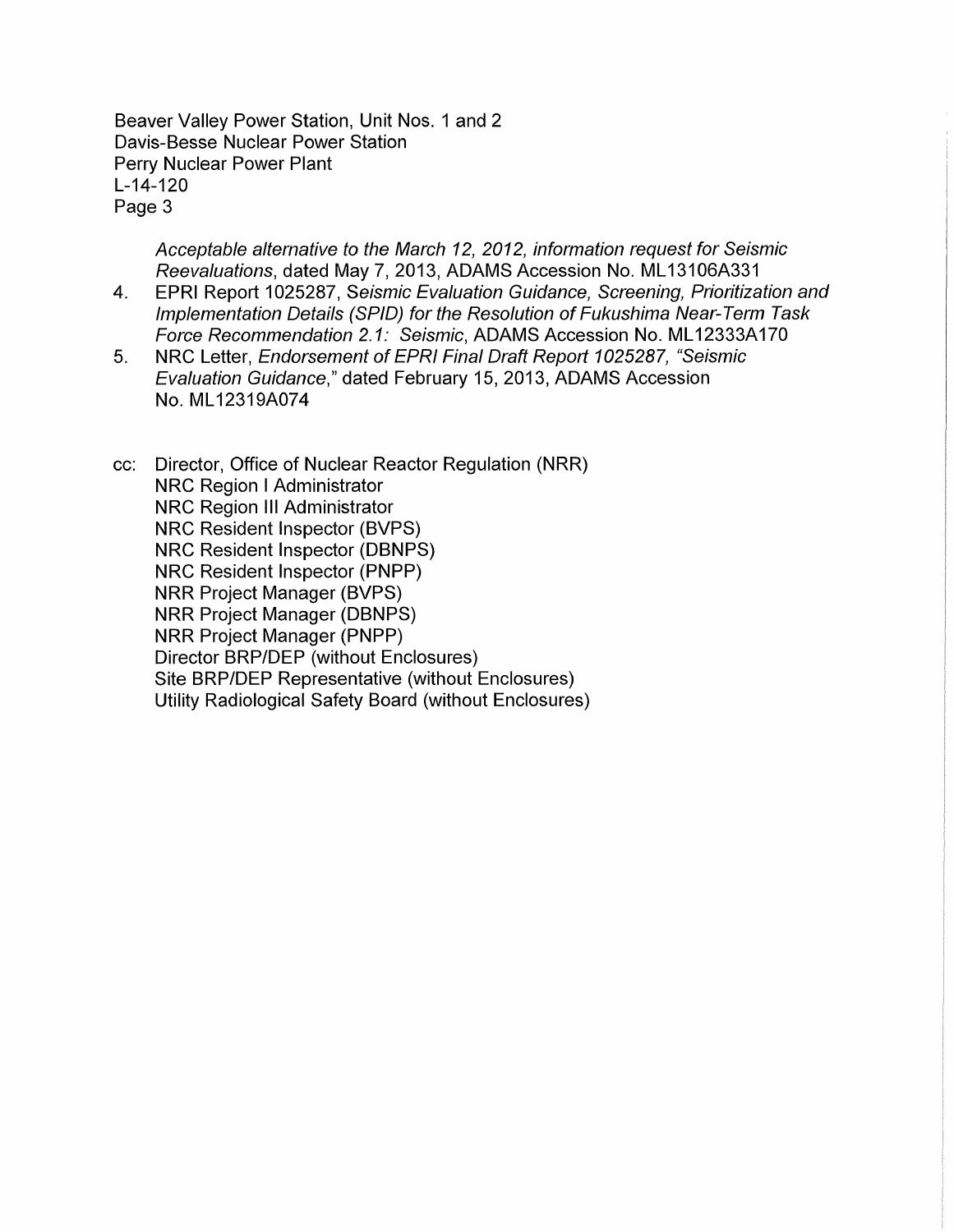*Acceptable alternative to the March 12, 2012, information request for Seismic Reevaluations*, dated May 7, 2013, ADAMS Accession No. ML13106A331

4. EPRI Report 1025287, *Seismic Evaluation Guidance, Screening, Prioritization and Implementation Details (SPID) for the Resolution of Fukushima Near-Term Task Force Recommendation 2.1: Seismic*, ADAMS Accession No. ML12333A170
5. NRC Letter, *Endorsement of EPRI Final Draft Report 1025287, "Seismic Evaluation Guidance,"* dated February 15, 2013, ADAMS Accession No. ML12319A074

cc: Director, Office of Nuclear Reactor Regulation (NRR)
NRC Region I Administrator
NRC Region III Administrator
NRC Resident Inspector (BVPS)
NRC Resident Inspector (DBNPS)
NRC Resident Inspector (PNPP)
NRR Project Manager (BVPS)
NRR Project Manager (DBNPS)
NRR Project Manager (PNPP)
Director BRP/DEP (without Enclosures)
Site BRP/DEP Representative (without Enclosures)
Utility Radiological Safety Board (without Enclosures)